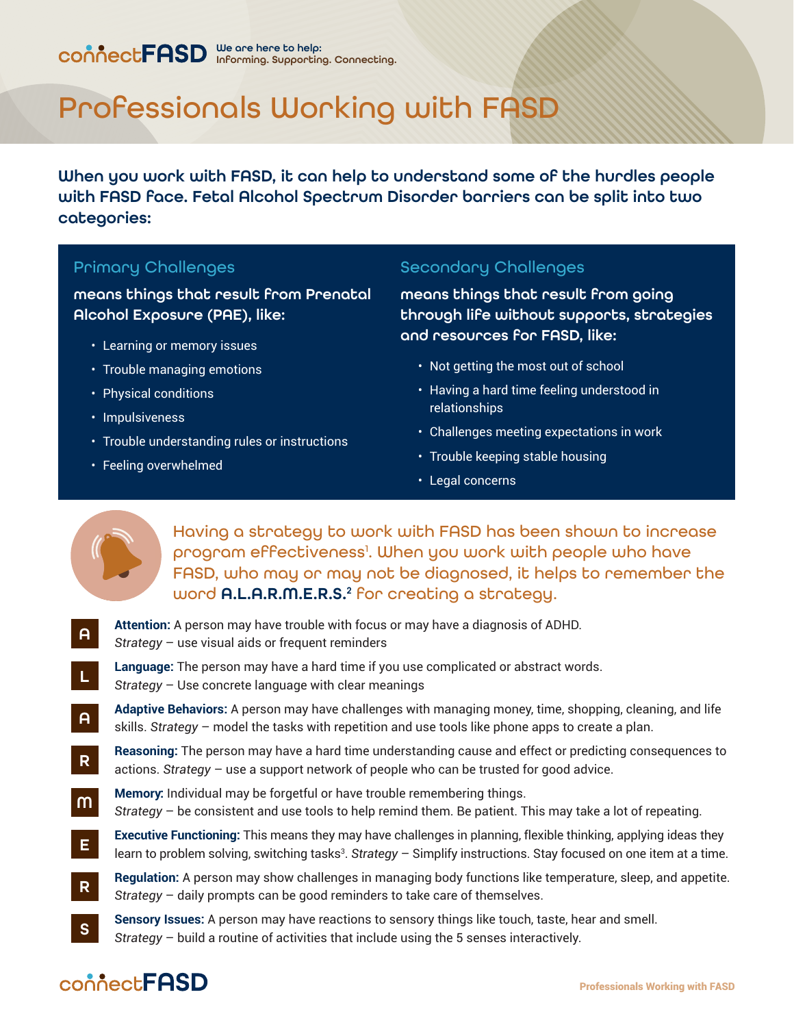connectFASD We are here to help: Informing. Supporting. Connecting.

# Professionals Working with FASD

**When you work with FASD, it can help to understand some of the hurdles people with FASD face. Fetal Alcohol Spectrum Disorder barriers can be split into two categories:**

## Primary Challenges

**means things that result from Prenatal Alcohol Exposure (PAE), like:**

- Learning or memory issues
- Trouble managing emotions
- Physical conditions
- Impulsiveness
- Trouble understanding rules or instructions
- Feeling overwhelmed

## Secondary Challenges

**means things that result from going through life without supports, strategies and resources for FASD, like:**

- Not getting the most out of school
- Having a hard time feeling understood in relationships
- Challenges meeting expectations in work
- Trouble keeping stable housing
- Legal concerns

Having a strategy to work with FASD has been shown to increase program effectiveness[1]. When you work with people who have FASD, who may or may not be diagnosed, it helps to remember the word **A.L.A.R.M.E.R.S.**[2] for creating a strategy.

**A** — **Attention:** A person may have trouble with focus or may have a diagnosis of ADHD. *Strategy* – use visual aids or frequent reminders

**L** — **Language:** The person may have a hard time if you use complicated or abstract words. *Strategy* – Use concrete language with clear meanings

**A** — **Adaptive Behaviors:** A person may have challenges with managing money, time, shopping, cleaning, and life skills. *Strategy* – model the tasks with repetition and use tools like phone apps to create a plan.

**R** — **Reasoning:** The person may have a hard time understanding cause and effect or predicting consequences to actions. *Strategy* – use a support network of people who can be trusted for good advice.

**M** — **Memory:** Individual may be forgetful or have trouble remembering things. *Strategy* – be consistent and use tools to help remind them. Be patient. This may take a lot of repeating.

**E** — **Executive Functioning:** This means they may have challenges in planning, flexible thinking, applying ideas they learn to problem solving, switching tasks[3]. *Strategy* – Simplify instructions. Stay focused on one item at a time.

**R** — **Regulation:** A person may show challenges in managing body functions like temperature, sleep, and appetite. *Strategy* – daily prompts can be good reminders to take care of themselves.

**S** — **Sensory Issues:** A person may have reactions to sensory things like touch, taste, hear and smell. *Strategy* – build a routine of activities that include using the 5 senses interactively.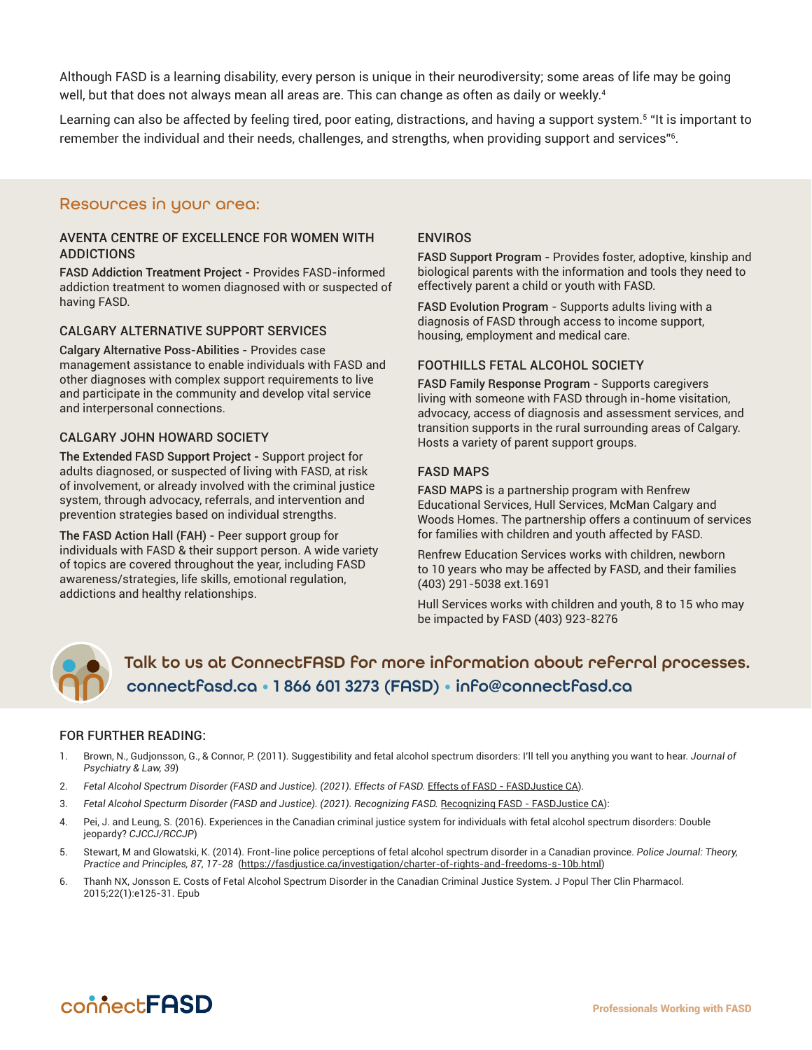Although FASD is a learning disability, every person is unique in their neurodiversity; some areas of life may be going well, but that does not always mean all areas are. This can change as often as daily or weekly.[4]

Learning can also be affected by feeling tired, poor eating, distractions, and having a support system.[5] "It is important to remember the individual and their needs, challenges, and strengths, when providing support and services"[6].

## Resources in your area:

### AVENTA CENTRE OF EXCELLENCE FOR WOMEN WITH ADDICTIONS

**FASD Addiction Treatment Project -** Provides FASD-informed addiction treatment to women diagnosed with or suspected of having FASD.

### CALGARY ALTERNATIVE SUPPORT SERVICES

**Calgary Alternative Poss-Abilities -** Provides case management assistance to enable individuals with FASD and other diagnoses with complex support requirements to live and participate in the community and develop vital service and interpersonal connections.

### CALGARY JOHN HOWARD SOCIETY

**The Extended FASD Support Project -** Support project for adults diagnosed, or suspected of living with FASD, at risk of involvement, or already involved with the criminal justice system, through advocacy, referrals, and intervention and prevention strategies based on individual strengths.

**The FASD Action Hall (FAH) -** Peer support group for individuals with FASD & their support person. A wide variety of topics are covered throughout the year, including FASD awareness/strategies, life skills, emotional regulation, addictions and healthy relationships.

### ENVIROS

**FASD Support Program -** Provides foster, adoptive, kinship and biological parents with the information and tools they need to effectively parent a child or youth with FASD.

**FASD Evolution Program -** Supports adults living with a diagnosis of FASD through access to income support, housing, employment and medical care.

### FOOTHILLS FETAL ALCOHOL SOCIETY

**FASD Family Response Program -** Supports caregivers living with someone with FASD through in-home visitation, advocacy, access of diagnosis and assessment services, and transition supports in the rural surrounding areas of Calgary. Hosts a variety of parent support groups.

### FASD MAPS

**FASD MAPS** is a partnership program with Renfrew Educational Services, Hull Services, McMan Calgary and Woods Homes. The partnership offers a continuum of services for families with children and youth affected by FASD.

Renfrew Education Services works with children, newborn to 10 years who may be affected by FASD, and their families (403) 291-5038 ext.1691

Hull Services works with children and youth, 8 to 15 who may be impacted by FASD (403) 923-8276

**Talk to us at ConnectFASD for more information about referral processes.**
**connectfasd.ca • 1 866 601 3273 (FASD) • info@connectfasd.ca**

### FOR FURTHER READING:

1. Brown, N., Gudjonsson, G., & Connor, P. (2011). Suggestibility and fetal alcohol spectrum disorders: I'll tell you anything you want to hear. *Journal of Psychiatry & Law, 39*)
2. *Fetal Alcohol Spectrum Disorder (FASD and Justice). (2021). Effects of FASD.* Effects of FASD - FASDJustice CA).
3. *Fetal Alcohol Specturm Disorder (FASD and Justice). (2021). Recognizing FASD.* Recognizing FASD - FASDJustice CA):
4. Pei, J. and Leung, S. (2016). Experiences in the Canadian criminal justice system for individuals with fetal alcohol spectrum disorders: Double jeopardy? *CJCCJ/RCCJP*)
5. Stewart, M and Glowatski, K. (2014). Front-line police perceptions of fetal alcohol spectrum disorder in a Canadian province. *Police Journal: Theory, Practice and Principles, 87, 17-28* (https://fasdjustice.ca/investigation/charter-of-rights-and-freedoms-s-10b.html)
6. Thanh NX, Jonsson E. Costs of Fetal Alcohol Spectrum Disorder in the Canadian Criminal Justice System. J Popul Ther Clin Pharmacol. 2015;22(1):e125-31. Epub